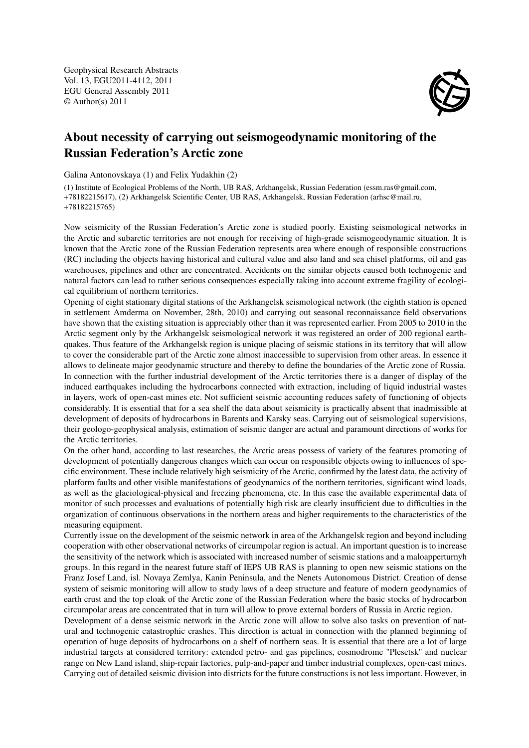# About necessity of carrying out seismogeodynamic monitoring of the Russian Federation's Arctic zone

Galina Antonovskaya (1) and Felix Yudakhin (2)

(1) Institute of Ecological Problems of the North, UB RAS, Arkhangelsk, Russian Federation (essm.ras@gmail.com, +78182215617), (2) Arkhangelsk Scientific Center, UB RAS, Arkhangelsk, Russian Federation (arhsc@mail.ru, +78182215765)

Now seismicity of the Russian Federation's Arctic zone is studied poorly. Existing seismological networks in the Arctic and subarctic territories are not enough for receiving of high-grade seismogeodynamic situation. It is known that the Arctic zone of the Russian Federation represents area where enough of responsible constructions (RC) including the objects having historical and cultural value and also land and sea chisel platforms, oil and gas warehouses, pipelines and other are concentrated. Accidents on the similar objects caused both technogenic and natural factors can lead to rather serious consequences especially taking into account extreme fragility of ecological equilibrium of northern territories.

Opening of eight stationary digital stations of the Arkhangelsk seismological network (the eighth station is opened in settlement Amderma on November, 28th, 2010) and carrying out seasonal reconnaissance field observations have shown that the existing situation is appreciably other than it was represented earlier. From 2005 to 2010 in the Arctic segment only by the Arkhangelsk seismological network it was registered an order of 200 regional earthquakes. Thus feature of the Arkhangelsk region is unique placing of seismic stations in its territory that will allow to cover the considerable part of the Arctic zone almost inaccessible to supervision from other areas. In essence it allows to delineate major geodynamic structure and thereby to define the boundaries of the Arctic zone of Russia. In connection with the further industrial development of the Arctic territories there is a danger of display of the induced earthquakes including the hydrocarbons connected with extraction, including of liquid industrial wastes in layers, work of open-cast mines etc. Not sufficient seismic accounting reduces safety of functioning of objects considerably. It is essential that for a sea shelf the data about seismicity is practically absent that inadmissible at development of deposits of hydrocarbons in Barents and Karsky seas. Carrying out of seismological supervisions, their geologo-geophysical analysis, estimation of seismic danger are actual and paramount directions of works for the Arctic territories.

On the other hand, according to last researches, the Arctic areas possess of variety of the features promoting of development of potentially dangerous changes which can occur on responsible objects owing to influences of specific environment. These include relatively high seismicity of the Arctic, confirmed by the latest data, the activity of platform faults and other visible manifestations of geodynamics of the northern territories, significant wind loads, as well as the glaciological-physical and freezing phenomena, etc. In this case the available experimental data of monitor of such processes and evaluations of potentially high risk are clearly insufficient due to difficulties in the organization of continuous observations in the northern areas and higher requirements to the characteristics of the measuring equipment.

Currently issue on the development of the seismic network in area of the Arkhangelsk region and beyond including cooperation with other observational networks of circumpolar region is actual. An important question is to increase the sensitivity of the network which is associated with increased number of seismic stations and a maloapperturnyh groups. In this regard in the nearest future staff of IEPS UB RAS is planning to open new seismic stations on the Franz Josef Land, isl. Novaya Zemlya, Kanin Peninsula, and the Nenets Autonomous District. Creation of dense system of seismic monitoring will allow to study laws of a deep structure and feature of modern geodynamics of earth crust and the top cloak of the Arctic zone of the Russian Federation where the basic stocks of hydrocarbon circumpolar areas are concentrated that in turn will allow to prove external borders of Russia in Arctic region.

Development of a dense seismic network in the Arctic zone will allow to solve also tasks on prevention of natural and technogenic catastrophic crashes. This direction is actual in connection with the planned beginning of operation of huge deposits of hydrocarbons on a shelf of northern seas. It is essential that there are a lot of large industrial targets at considered territory: extended petro- and gas pipelines, cosmodrome "Plesetsk" and nuclear range on New Land island, ship-repair factories, pulp-and-paper and timber industrial complexes, open-cast mines. Carrying out of detailed seismic division into districts for the future constructions is not less important. However, in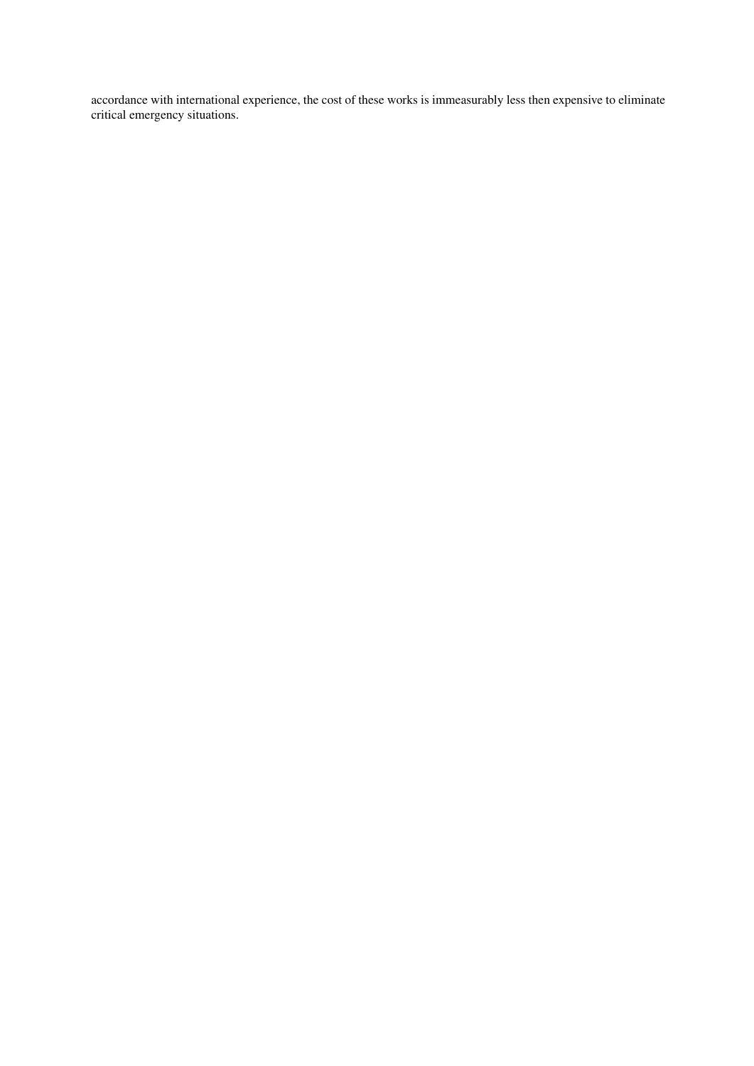accordance with international experience, the cost of these works is immeasurably less then expensive to eliminate critical emergency situations.